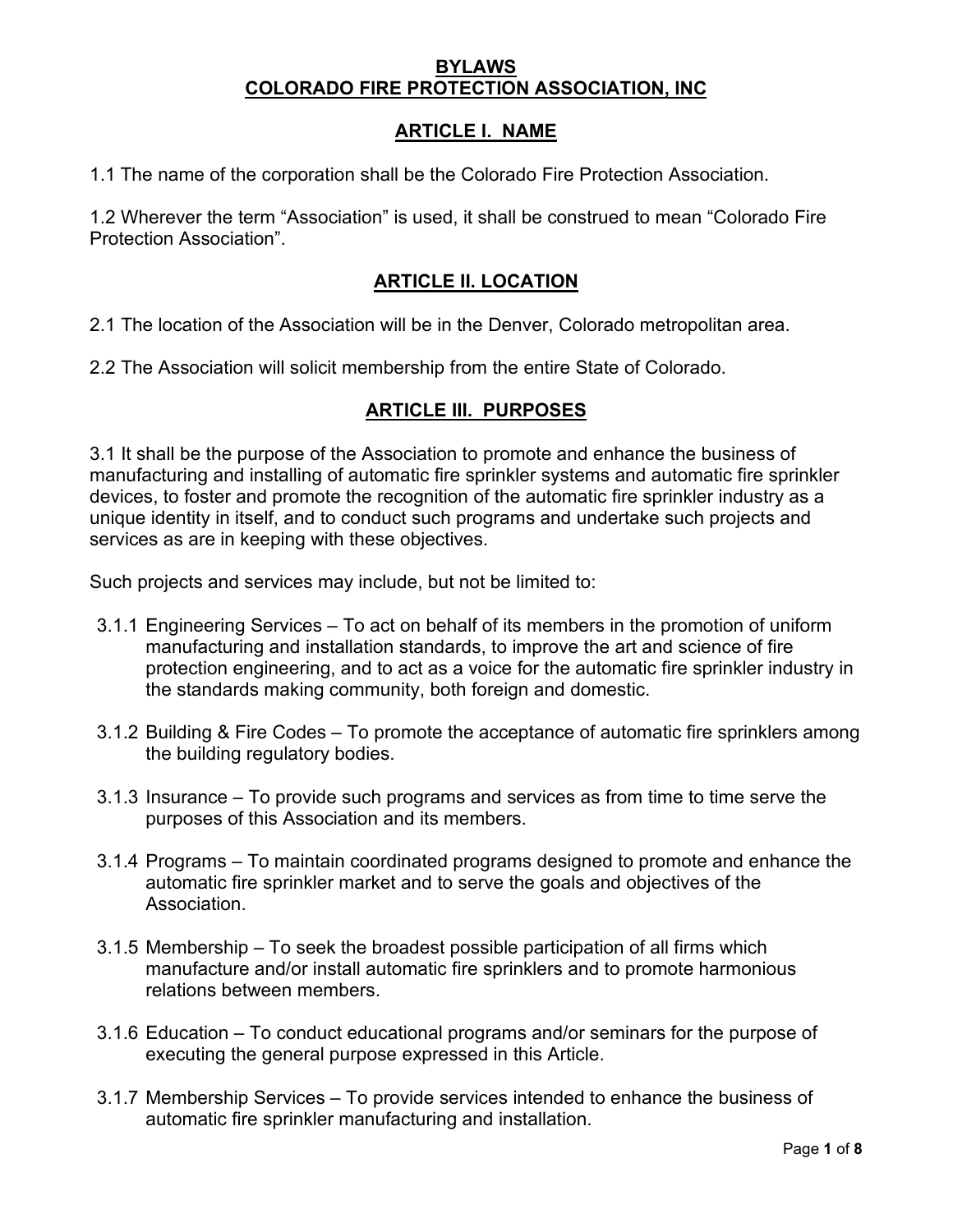# BYLAWS
# COLORADO FIRE PROTECTION ASSOCIATION, INC

## ARTICLE I. NAME

1.1 The name of the corporation shall be the Colorado Fire Protection Association.

1.2 Wherever the term "Association" is used, it shall be construed to mean "Colorado Fire Protection Association".

## ARTICLE II. LOCATION

2.1 The location of the Association will be in the Denver, Colorado metropolitan area.

2.2 The Association will solicit membership from the entire State of Colorado.

## ARTICLE III. PURPOSES

3.1 It shall be the purpose of the Association to promote and enhance the business of manufacturing and installing of automatic fire sprinkler systems and automatic fire sprinkler devices, to foster and promote the recognition of the automatic fire sprinkler industry as a unique identity in itself, and to conduct such programs and undertake such projects and services as are in keeping with these objectives.

Such projects and services may include, but not be limited to:

- 3.1.1 Engineering Services – To act on behalf of its members in the promotion of uniform manufacturing and installation standards, to improve the art and science of fire protection engineering, and to act as a voice for the automatic fire sprinkler industry in the standards making community, both foreign and domestic.
- 3.1.2 Building & Fire Codes – To promote the acceptance of automatic fire sprinklers among the building regulatory bodies.
- 3.1.3 Insurance – To provide such programs and services as from time to time serve the purposes of this Association and its members.
- 3.1.4 Programs – To maintain coordinated programs designed to promote and enhance the automatic fire sprinkler market and to serve the goals and objectives of the Association.
- 3.1.5 Membership – To seek the broadest possible participation of all firms which manufacture and/or install automatic fire sprinklers and to promote harmonious relations between members.
- 3.1.6 Education – To conduct educational programs and/or seminars for the purpose of executing the general purpose expressed in this Article.
- 3.1.7 Membership Services – To provide services intended to enhance the business of automatic fire sprinkler manufacturing and installation.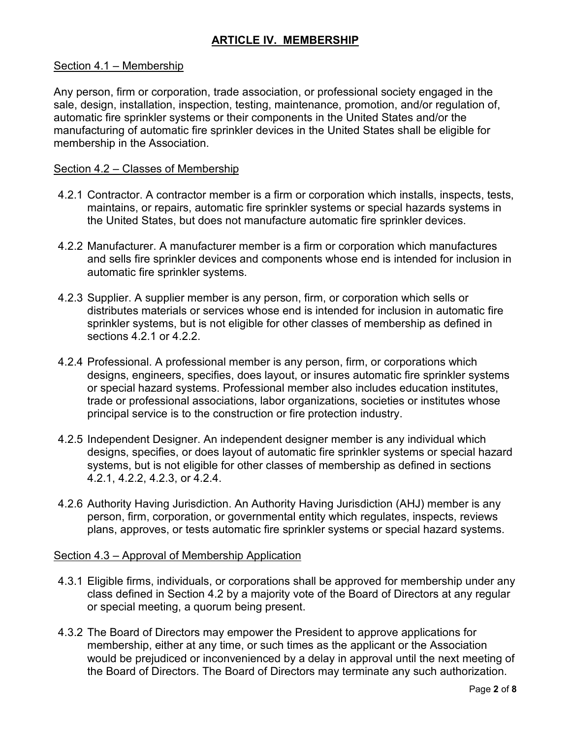## **ARTICLE IV. MEMBERSHIP**

### Section 4.1 – Membership

Any person, firm or corporation, trade association, or professional society engaged in the sale, design, installation, inspection, testing, maintenance, promotion, and/or regulation of, automatic fire sprinkler systems or their components in the United States and/or the manufacturing of automatic fire sprinkler devices in the United States shall be eligible for membership in the Association.

### Section 4.2 – Classes of Membership

4.2.1 Contractor. A contractor member is a firm or corporation which installs, inspects, tests, maintains, or repairs, automatic fire sprinkler systems or special hazards systems in the United States, but does not manufacture automatic fire sprinkler devices.

4.2.2 Manufacturer. A manufacturer member is a firm or corporation which manufactures and sells fire sprinkler devices and components whose end is intended for inclusion in automatic fire sprinkler systems.

4.2.3 Supplier. A supplier member is any person, firm, or corporation which sells or distributes materials or services whose end is intended for inclusion in automatic fire sprinkler systems, but is not eligible for other classes of membership as defined in sections 4.2.1 or 4.2.2.

4.2.4 Professional. A professional member is any person, firm, or corporations which designs, engineers, specifies, does layout, or insures automatic fire sprinkler systems or special hazard systems. Professional member also includes education institutes, trade or professional associations, labor organizations, societies or institutes whose principal service is to the construction or fire protection industry.

4.2.5 Independent Designer. An independent designer member is any individual which designs, specifies, or does layout of automatic fire sprinkler systems or special hazard systems, but is not eligible for other classes of membership as defined in sections 4.2.1, 4.2.2, 4.2.3, or 4.2.4.

4.2.6 Authority Having Jurisdiction. An Authority Having Jurisdiction (AHJ) member is any person, firm, corporation, or governmental entity which regulates, inspects, reviews plans, approves, or tests automatic fire sprinkler systems or special hazard systems.

### Section 4.3 – Approval of Membership Application

4.3.1 Eligible firms, individuals, or corporations shall be approved for membership under any class defined in Section 4.2 by a majority vote of the Board of Directors at any regular or special meeting, a quorum being present.

4.3.2 The Board of Directors may empower the President to approve applications for membership, either at any time, or such times as the applicant or the Association would be prejudiced or inconvenienced by a delay in approval until the next meeting of the Board of Directors. The Board of Directors may terminate any such authorization.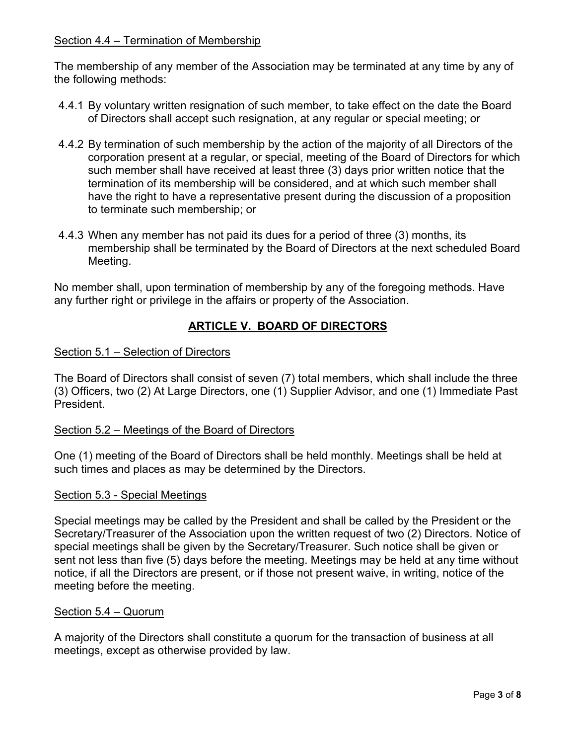Section 4.4 – Termination of Membership

The membership of any member of the Association may be terminated at any time by any of the following methods:

4.4.1 By voluntary written resignation of such member, to take effect on the date the Board of Directors shall accept such resignation, at any regular or special meeting; or

4.4.2 By termination of such membership by the action of the majority of all Directors of the corporation present at a regular, or special, meeting of the Board of Directors for which such member shall have received at least three (3) days prior written notice that the termination of its membership will be considered, and at which such member shall have the right to have a representative present during the discussion of a proposition to terminate such membership; or

4.4.3 When any member has not paid its dues for a period of three (3) months, its membership shall be terminated by the Board of Directors at the next scheduled Board Meeting.

No member shall, upon termination of membership by any of the foregoing methods. Have any further right or privilege in the affairs or property of the Association.

## ARTICLE V. BOARD OF DIRECTORS

Section 5.1 – Selection of Directors

The Board of Directors shall consist of seven (7) total members, which shall include the three (3) Officers, two (2) At Large Directors, one (1) Supplier Advisor, and one (1) Immediate Past President.

Section 5.2 – Meetings of the Board of Directors

One (1) meeting of the Board of Directors shall be held monthly. Meetings shall be held at such times and places as may be determined by the Directors.

Section 5.3 - Special Meetings

Special meetings may be called by the President and shall be called by the President or the Secretary/Treasurer of the Association upon the written request of two (2) Directors. Notice of special meetings shall be given by the Secretary/Treasurer. Such notice shall be given or sent not less than five (5) days before the meeting. Meetings may be held at any time without notice, if all the Directors are present, or if those not present waive, in writing, notice of the meeting before the meeting.

Section 5.4 – Quorum

A majority of the Directors shall constitute a quorum for the transaction of business at all meetings, except as otherwise provided by law.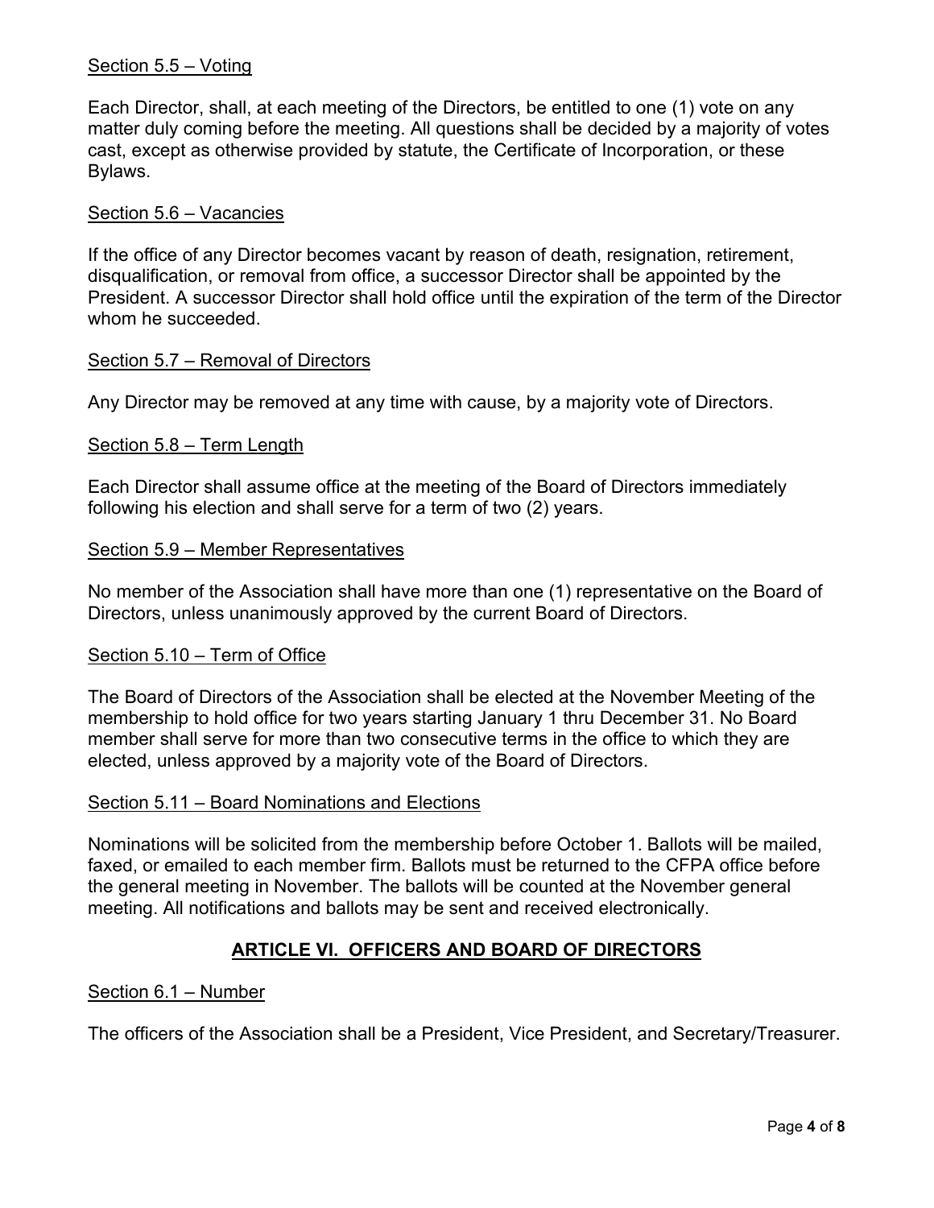Section 5.5 – Voting

Each Director, shall, at each meeting of the Directors, be entitled to one (1) vote on any matter duly coming before the meeting. All questions shall be decided by a majority of votes cast, except as otherwise provided by statute, the Certificate of Incorporation, or these Bylaws.

Section 5.6 – Vacancies

If the office of any Director becomes vacant by reason of death, resignation, retirement, disqualification, or removal from office, a successor Director shall be appointed by the President. A successor Director shall hold office until the expiration of the term of the Director whom he succeeded.

Section 5.7 – Removal of Directors

Any Director may be removed at any time with cause, by a majority vote of Directors.

Section 5.8 – Term Length

Each Director shall assume office at the meeting of the Board of Directors immediately following his election and shall serve for a term of two (2) years.

Section 5.9 – Member Representatives

No member of the Association shall have more than one (1) representative on the Board of Directors, unless unanimously approved by the current Board of Directors.

Section 5.10 – Term of Office

The Board of Directors of the Association shall be elected at the November Meeting of the membership to hold office for two years starting January 1 thru December 31. No Board member shall serve for more than two consecutive terms in the office to which they are elected, unless approved by a majority vote of the Board of Directors.

Section 5.11 – Board Nominations and Elections

Nominations will be solicited from the membership before October 1. Ballots will be mailed, faxed, or emailed to each member firm. Ballots must be returned to the CFPA office before the general meeting in November. The ballots will be counted at the November general meeting. All notifications and ballots may be sent and received electronically.

## ARTICLE VI. OFFICERS AND BOARD OF DIRECTORS

Section 6.1 – Number

The officers of the Association shall be a President, Vice President, and Secretary/Treasurer.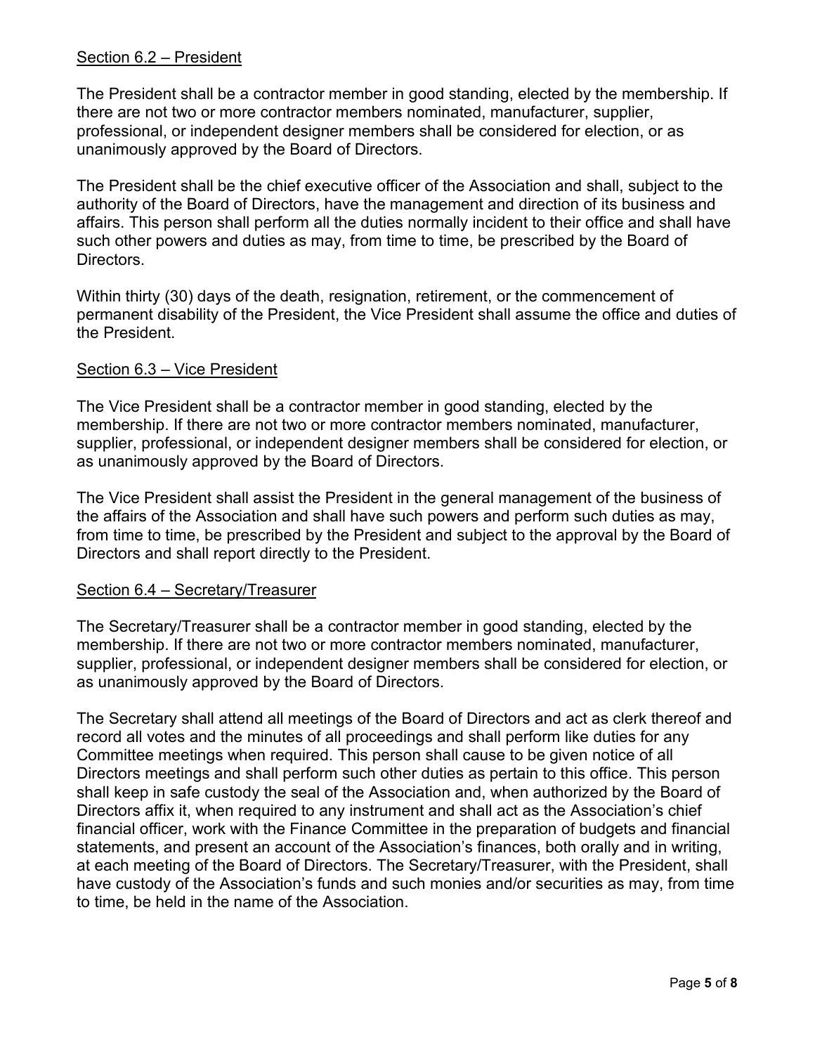## Section 6.2 – President

The President shall be a contractor member in good standing, elected by the membership. If there are not two or more contractor members nominated, manufacturer, supplier, professional, or independent designer members shall be considered for election, or as unanimously approved by the Board of Directors.

The President shall be the chief executive officer of the Association and shall, subject to the authority of the Board of Directors, have the management and direction of its business and affairs. This person shall perform all the duties normally incident to their office and shall have such other powers and duties as may, from time to time, be prescribed by the Board of Directors.

Within thirty (30) days of the death, resignation, retirement, or the commencement of permanent disability of the President, the Vice President shall assume the office and duties of the President.

## Section 6.3 – Vice President

The Vice President shall be a contractor member in good standing, elected by the membership. If there are not two or more contractor members nominated, manufacturer, supplier, professional, or independent designer members shall be considered for election, or as unanimously approved by the Board of Directors.

The Vice President shall assist the President in the general management of the business of the affairs of the Association and shall have such powers and perform such duties as may, from time to time, be prescribed by the President and subject to the approval by the Board of Directors and shall report directly to the President.

## Section 6.4 – Secretary/Treasurer

The Secretary/Treasurer shall be a contractor member in good standing, elected by the membership. If there are not two or more contractor members nominated, manufacturer, supplier, professional, or independent designer members shall be considered for election, or as unanimously approved by the Board of Directors.

The Secretary shall attend all meetings of the Board of Directors and act as clerk thereof and record all votes and the minutes of all proceedings and shall perform like duties for any Committee meetings when required. This person shall cause to be given notice of all Directors meetings and shall perform such other duties as pertain to this office. This person shall keep in safe custody the seal of the Association and, when authorized by the Board of Directors affix it, when required to any instrument and shall act as the Association's chief financial officer, work with the Finance Committee in the preparation of budgets and financial statements, and present an account of the Association's finances, both orally and in writing, at each meeting of the Board of Directors. The Secretary/Treasurer, with the President, shall have custody of the Association's funds and such monies and/or securities as may, from time to time, be held in the name of the Association.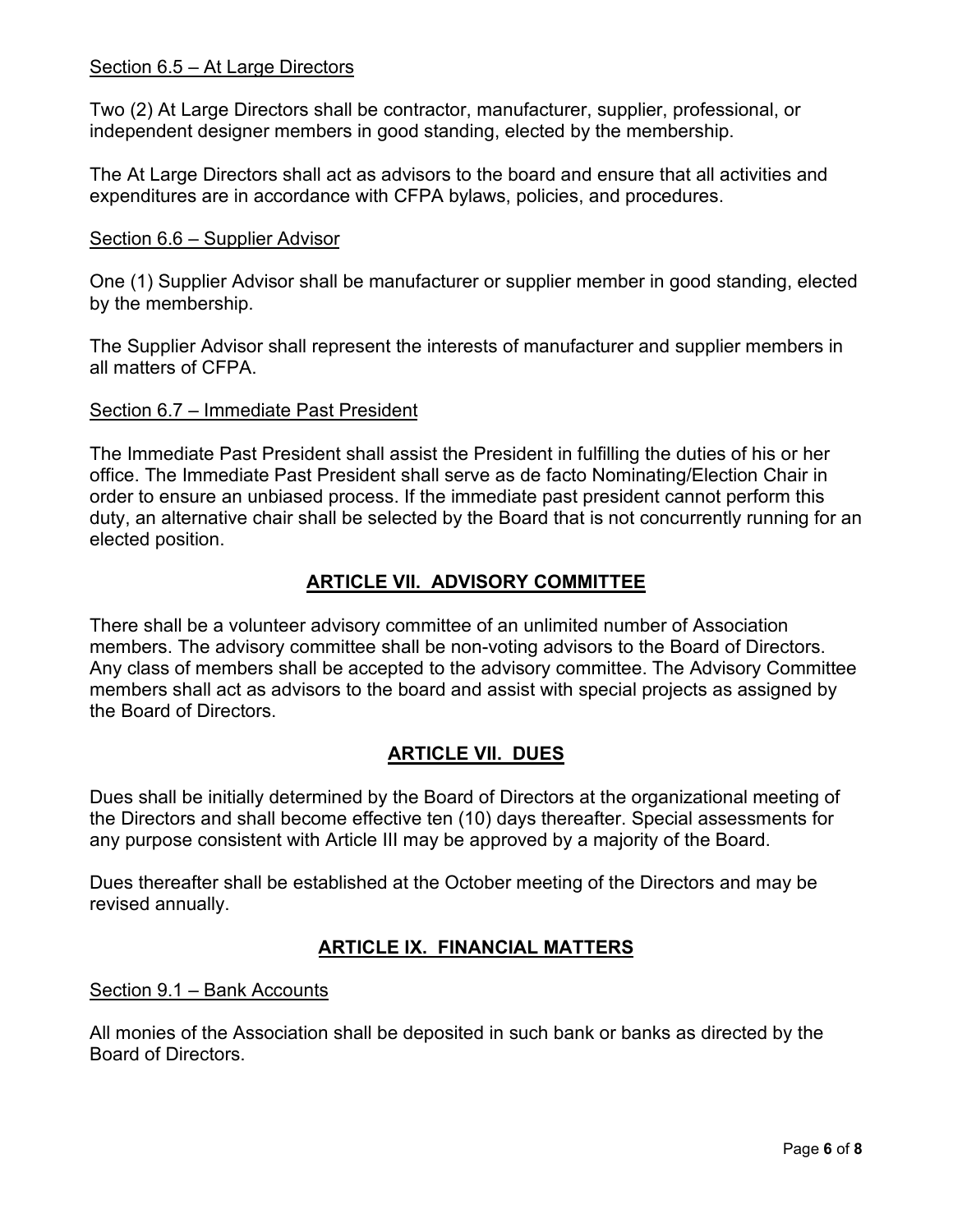<u>Section 6.5 – At Large Directors</u>

Two (2) At Large Directors shall be contractor, manufacturer, supplier, professional, or independent designer members in good standing, elected by the membership.

The At Large Directors shall act as advisors to the board and ensure that all activities and expenditures are in accordance with CFPA bylaws, policies, and procedures.

<u>Section 6.6 – Supplier Advisor</u>

One (1) Supplier Advisor shall be manufacturer or supplier member in good standing, elected by the membership.

The Supplier Advisor shall represent the interests of manufacturer and supplier members in all matters of CFPA.

<u>Section 6.7 – Immediate Past President</u>

The Immediate Past President shall assist the President in fulfilling the duties of his or her office. The Immediate Past President shall serve as de facto Nominating/Election Chair in order to ensure an unbiased process. If the immediate past president cannot perform this duty, an alternative chair shall be selected by the Board that is not concurrently running for an elected position.

## ARTICLE VII. ADVISORY COMMITTEE

There shall be a volunteer advisory committee of an unlimited number of Association members. The advisory committee shall be non-voting advisors to the Board of Directors. Any class of members shall be accepted to the advisory committee. The Advisory Committee members shall act as advisors to the board and assist with special projects as assigned by the Board of Directors.

## ARTICLE VII. DUES

Dues shall be initially determined by the Board of Directors at the organizational meeting of the Directors and shall become effective ten (10) days thereafter. Special assessments for any purpose consistent with Article III may be approved by a majority of the Board.

Dues thereafter shall be established at the October meeting of the Directors and may be revised annually.

## ARTICLE IX. FINANCIAL MATTERS

<u>Section 9.1 – Bank Accounts</u>

All monies of the Association shall be deposited in such bank or banks as directed by the Board of Directors.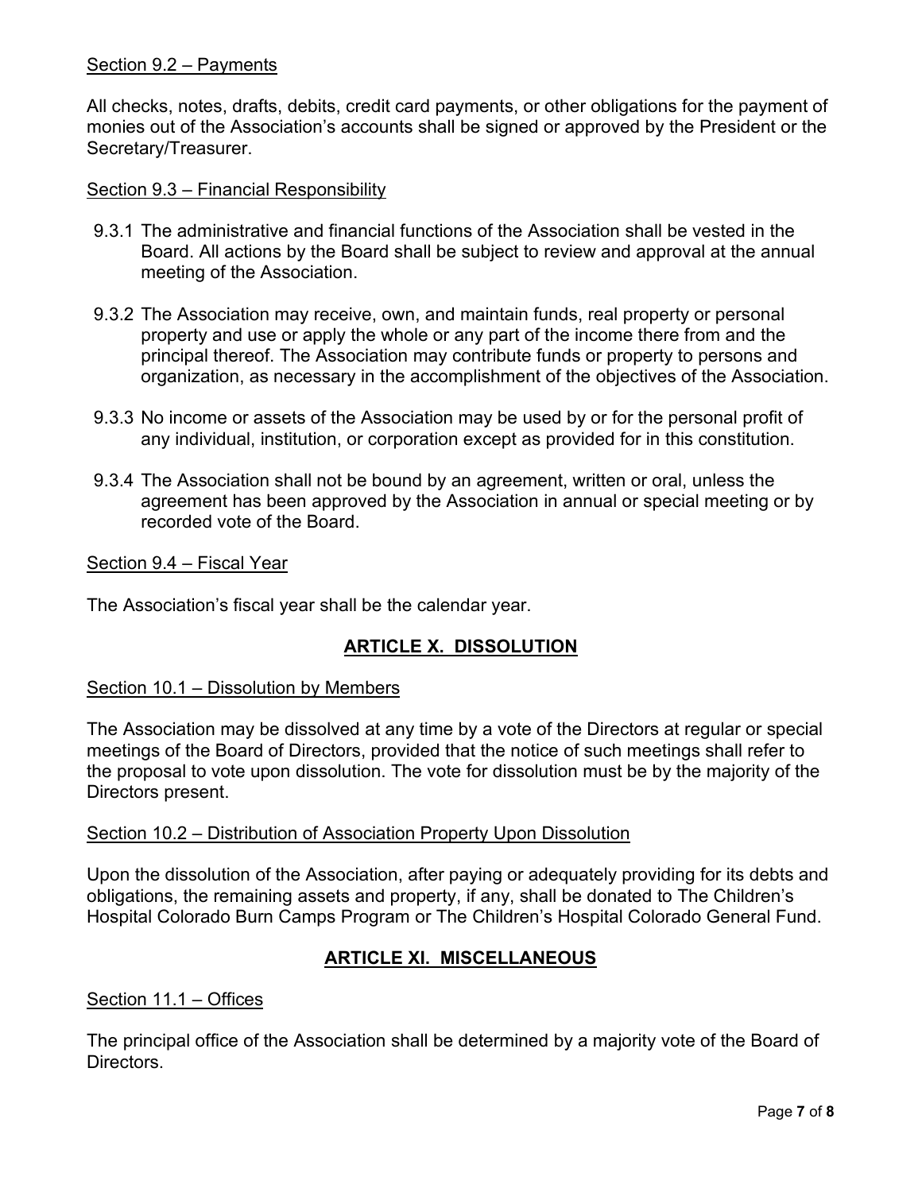Section 9.2 – Payments

All checks, notes, drafts, debits, credit card payments, or other obligations for the payment of monies out of the Association's accounts shall be signed or approved by the President or the Secretary/Treasurer.

Section 9.3 – Financial Responsibility

9.3.1 The administrative and financial functions of the Association shall be vested in the Board. All actions by the Board shall be subject to review and approval at the annual meeting of the Association.

9.3.2 The Association may receive, own, and maintain funds, real property or personal property and use or apply the whole or any part of the income there from and the principal thereof. The Association may contribute funds or property to persons and organization, as necessary in the accomplishment of the objectives of the Association.

9.3.3 No income or assets of the Association may be used by or for the personal profit of any individual, institution, or corporation except as provided for in this constitution.

9.3.4 The Association shall not be bound by an agreement, written or oral, unless the agreement has been approved by the Association in annual or special meeting or by recorded vote of the Board.

Section 9.4 – Fiscal Year

The Association's fiscal year shall be the calendar year.

## ARTICLE X. DISSOLUTION

Section 10.1 – Dissolution by Members

The Association may be dissolved at any time by a vote of the Directors at regular or special meetings of the Board of Directors, provided that the notice of such meetings shall refer to the proposal to vote upon dissolution. The vote for dissolution must be by the majority of the Directors present.

Section 10.2 – Distribution of Association Property Upon Dissolution

Upon the dissolution of the Association, after paying or adequately providing for its debts and obligations, the remaining assets and property, if any, shall be donated to The Children's Hospital Colorado Burn Camps Program or The Children's Hospital Colorado General Fund.

## ARTICLE XI. MISCELLANEOUS

Section 11.1 – Offices

The principal office of the Association shall be determined by a majority vote of the Board of Directors.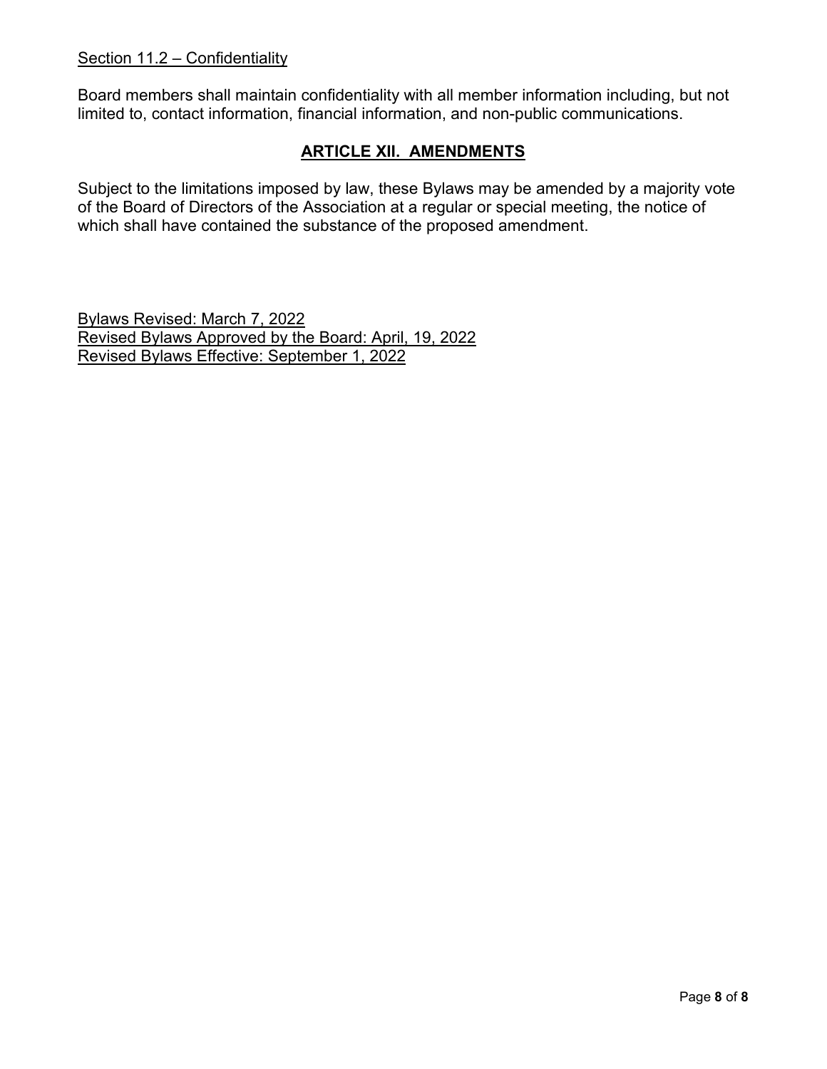Section 11.2 – Confidentiality

Board members shall maintain confidentiality with all member information including, but not limited to, contact information, financial information, and non-public communications.

## ARTICLE XII. AMENDMENTS

Subject to the limitations imposed by law, these Bylaws may be amended by a majority vote of the Board of Directors of the Association at a regular or special meeting, the notice of which shall have contained the substance of the proposed amendment.

Bylaws Revised: March 7, 2022
Revised Bylaws Approved by the Board: April, 19, 2022
Revised Bylaws Effective: September 1, 2022